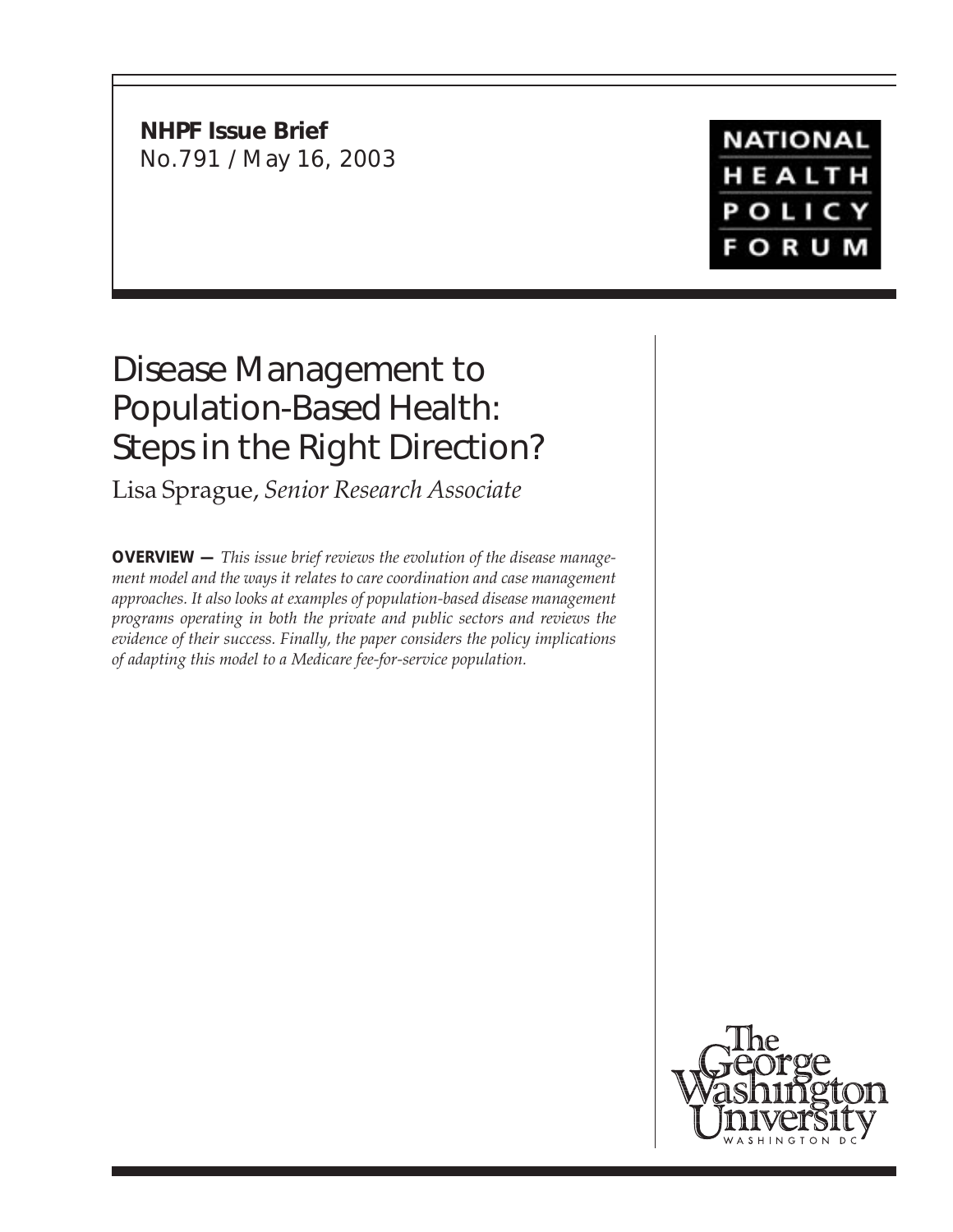**NHPF Issue Brief**
No.791 / May 16, 2003

NATIONAL HEALTH POLICY FORUM

# Disease Management to Population-Based Health: Steps in the Right Direction?

Lisa Sprague, *Senior Research Associate*

**OVERVIEW —** *This issue brief reviews the evolution of the disease management model and the ways it relates to care coordination and case management approaches. It also looks at examples of population-based disease management programs operating in both the private and public sectors and reviews the evidence of their success. Finally, the paper considers the policy implications of adapting this model to a Medicare fee-for-service population.*

The George Washington University
WASHINGTON DC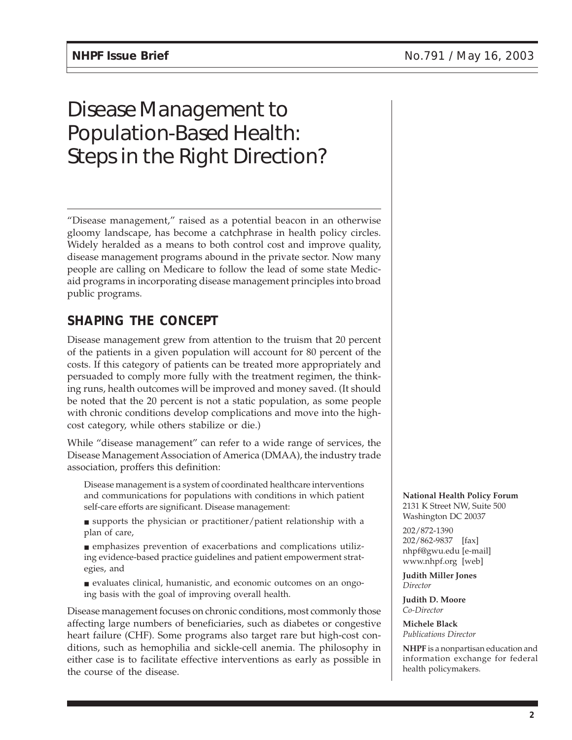# Disease Management to Population-Based Health: Steps in the Right Direction?

"Disease management," raised as a potential beacon in an otherwise gloomy landscape, has become a catchphrase in health policy circles. Widely heralded as a means to both control cost and improve quality, disease management programs abound in the private sector. Now many people are calling on Medicare to follow the lead of some state Medicaid programs in incorporating disease management principles into broad public programs.

## SHAPING THE CONCEPT

Disease management grew from attention to the truism that 20 percent of the patients in a given population will account for 80 percent of the costs. If this category of patients can be treated more appropriately and persuaded to comply more fully with the treatment regimen, the thinking runs, health outcomes will be improved and money saved. (It should be noted that the 20 percent is not a static population, as some people with chronic conditions develop complications and move into the high-cost category, while others stabilize or die.)

While "disease management" can refer to a wide range of services, the Disease Management Association of America (DMAA), the industry trade association, proffers this definition:

> Disease management is a system of coordinated healthcare interventions and communications for populations with conditions in which patient self-care efforts are significant. Disease management:
>
> - supports the physician or practitioner/patient relationship with a plan of care,
> - emphasizes prevention of exacerbations and complications utilizing evidence-based practice guidelines and patient empowerment strategies, and
> - evaluates clinical, humanistic, and economic outcomes on an ongoing basis with the goal of improving overall health.

Disease management focuses on chronic conditions, most commonly those affecting large numbers of beneficiaries, such as diabetes or congestive heart failure (CHF). Some programs also target rare but high-cost conditions, such as hemophilia and sickle-cell anemia. The philosophy in either case is to facilitate effective interventions as early as possible in the course of the disease.

**National Health Policy Forum**
2131 K Street NW, Suite 500
Washington DC 20037

202/872-1390
202/862-9837 [fax]
nhpf@gwu.edu [e-mail]
www.nhpf.org [web]

**Judith Miller Jones**
*Director*

**Judith D. Moore**
*Co-Director*

**Michele Black**
*Publications Director*

**NHPF** is a nonpartisan education and information exchange for federal health policymakers.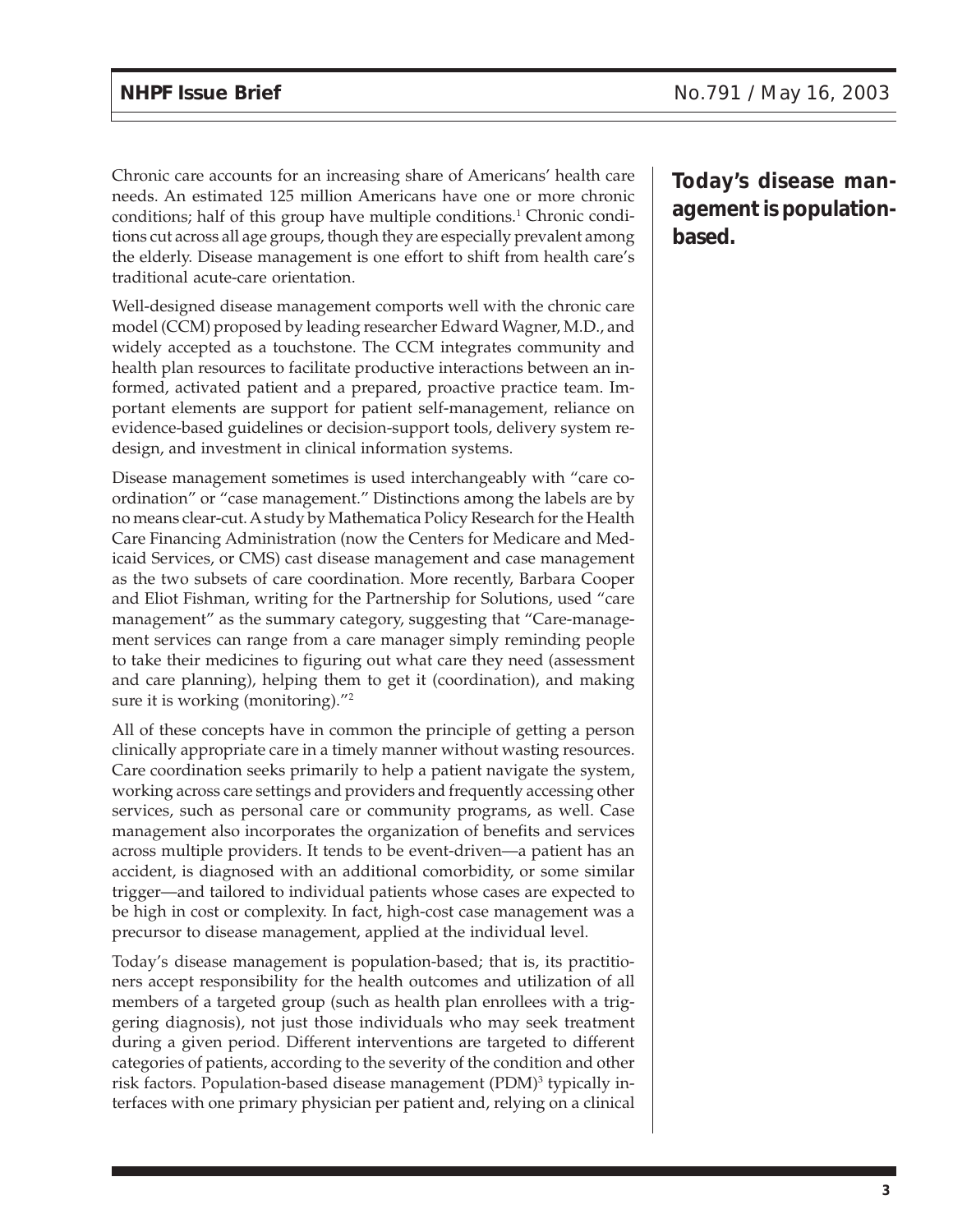Chronic care accounts for an increasing share of Americans' health care needs. An estimated 125 million Americans have one or more chronic conditions; half of this group have multiple conditions.[1] Chronic conditions cut across all age groups, though they are especially prevalent among the elderly. Disease management is one effort to shift from health care's traditional acute-care orientation.

**Today's disease management is population-based.**

Well-designed disease management comports well with the chronic care model (CCM) proposed by leading researcher Edward Wagner, M.D., and widely accepted as a touchstone. The CCM integrates community and health plan resources to facilitate productive interactions between an informed, activated patient and a prepared, proactive practice team. Important elements are support for patient self-management, reliance on evidence-based guidelines or decision-support tools, delivery system redesign, and investment in clinical information systems.

Disease management sometimes is used interchangeably with "care coordination" or "case management." Distinctions among the labels are by no means clear-cut. A study by Mathematica Policy Research for the Health Care Financing Administration (now the Centers for Medicare and Medicaid Services, or CMS) cast disease management and case management as the two subsets of care coordination. More recently, Barbara Cooper and Eliot Fishman, writing for the Partnership for Solutions, used "care management" as the summary category, suggesting that "Care-management services can range from a care manager simply reminding people to take their medicines to figuring out what care they need (assessment and care planning), helping them to get it (coordination), and making sure it is working (monitoring)."[2]

All of these concepts have in common the principle of getting a person clinically appropriate care in a timely manner without wasting resources. Care coordination seeks primarily to help a patient navigate the system, working across care settings and providers and frequently accessing other services, such as personal care or community programs, as well. Case management also incorporates the organization of benefits and services across multiple providers. It tends to be event-driven—a patient has an accident, is diagnosed with an additional comorbidity, or some similar trigger—and tailored to individual patients whose cases are expected to be high in cost or complexity. In fact, high-cost case management was a precursor to disease management, applied at the individual level.

Today's disease management is population-based; that is, its practitioners accept responsibility for the health outcomes and utilization of all members of a targeted group (such as health plan enrollees with a triggering diagnosis), not just those individuals who may seek treatment during a given period. Different interventions are targeted to different categories of patients, according to the severity of the condition and other risk factors. Population-based disease management (PDM)[3] typically interfaces with one primary physician per patient and, relying on a clinical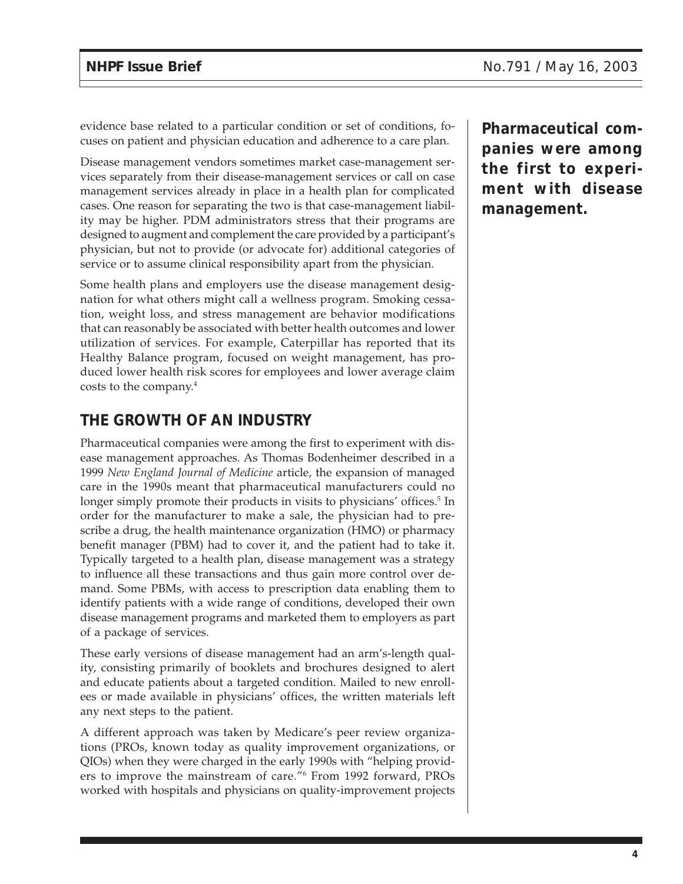evidence base related to a particular condition or set of conditions, focuses on patient and physician education and adherence to a care plan.

Disease management vendors sometimes market case-management services separately from their disease-management services or call on case management services already in place in a health plan for complicated cases. One reason for separating the two is that case-management liability may be higher. PDM administrators stress that their programs are designed to augment and complement the care provided by a participant's physician, but not to provide (or advocate for) additional categories of service or to assume clinical responsibility apart from the physician.

Some health plans and employers use the disease management designation for what others might call a wellness program. Smoking cessation, weight loss, and stress management are behavior modifications that can reasonably be associated with better health outcomes and lower utilization of services. For example, Caterpillar has reported that its Healthy Balance program, focused on weight management, has produced lower health risk scores for employees and lower average claim costs to the company.[4]

**Pharmaceutical companies were among the first to experiment with disease management.**

## THE GROWTH OF AN INDUSTRY

Pharmaceutical companies were among the first to experiment with disease management approaches. As Thomas Bodenheimer described in a 1999 *New England Journal of Medicine* article, the expansion of managed care in the 1990s meant that pharmaceutical manufacturers could no longer simply promote their products in visits to physicians' offices.[5] In order for the manufacturer to make a sale, the physician had to prescribe a drug, the health maintenance organization (HMO) or pharmacy benefit manager (PBM) had to cover it, and the patient had to take it. Typically targeted to a health plan, disease management was a strategy to influence all these transactions and thus gain more control over demand. Some PBMs, with access to prescription data enabling them to identify patients with a wide range of conditions, developed their own disease management programs and marketed them to employers as part of a package of services.

These early versions of disease management had an arm's-length quality, consisting primarily of booklets and brochures designed to alert and educate patients about a targeted condition. Mailed to new enrollees or made available in physicians' offices, the written materials left any next steps to the patient.

A different approach was taken by Medicare's peer review organizations (PROs, known today as quality improvement organizations, or QIOs) when they were charged in the early 1990s with "helping providers to improve the mainstream of care."[6] From 1992 forward, PROs worked with hospitals and physicians on quality-improvement projects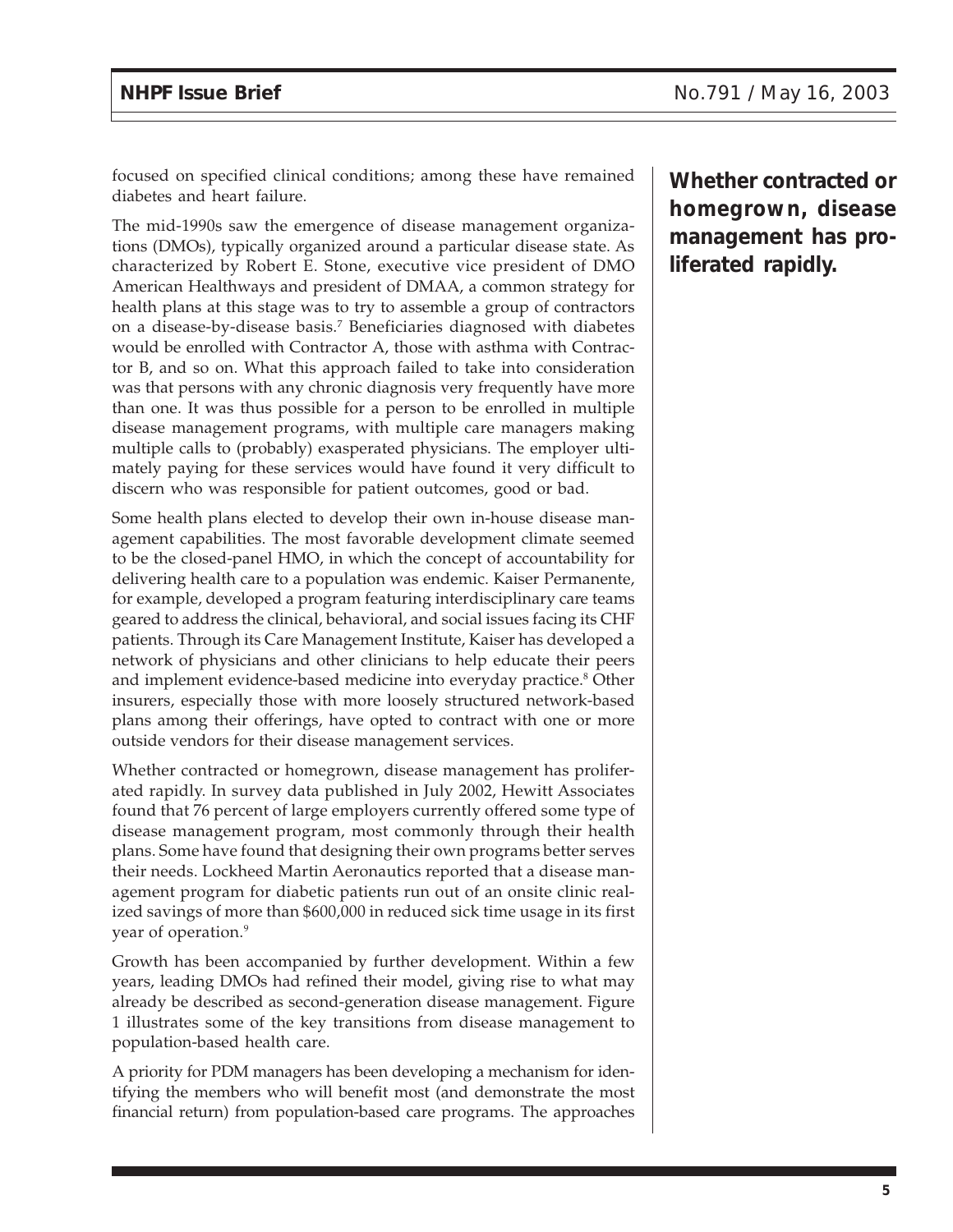focused on specified clinical conditions; among these have remained diabetes and heart failure.

The mid-1990s saw the emergence of disease management organizations (DMOs), typically organized around a particular disease state. As characterized by Robert E. Stone, executive vice president of DMO American Healthways and president of DMAA, a common strategy for health plans at this stage was to try to assemble a group of contractors on a disease-by-disease basis.[7] Beneficiaries diagnosed with diabetes would be enrolled with Contractor A, those with asthma with Contractor B, and so on. What this approach failed to take into consideration was that persons with any chronic diagnosis very frequently have more than one. It was thus possible for a person to be enrolled in multiple disease management programs, with multiple care managers making multiple calls to (probably) exasperated physicians. The employer ultimately paying for these services would have found it very difficult to discern who was responsible for patient outcomes, good or bad.

Some health plans elected to develop their own in-house disease management capabilities. The most favorable development climate seemed to be the closed-panel HMO, in which the concept of accountability for delivering health care to a population was endemic. Kaiser Permanente, for example, developed a program featuring interdisciplinary care teams geared to address the clinical, behavioral, and social issues facing its CHF patients. Through its Care Management Institute, Kaiser has developed a network of physicians and other clinicians to help educate their peers and implement evidence-based medicine into everyday practice.[8] Other insurers, especially those with more loosely structured network-based plans among their offerings, have opted to contract with one or more outside vendors for their disease management services.

**Whether contracted or homegrown, disease management has proliferated rapidly.**

Whether contracted or homegrown, disease management has proliferated rapidly. In survey data published in July 2002, Hewitt Associates found that 76 percent of large employers currently offered some type of disease management program, most commonly through their health plans. Some have found that designing their own programs better serves their needs. Lockheed Martin Aeronautics reported that a disease management program for diabetic patients run out of an onsite clinic realized savings of more than $600,000 in reduced sick time usage in its first year of operation.[9]

Growth has been accompanied by further development. Within a few years, leading DMOs had refined their model, giving rise to what may already be described as second-generation disease management. Figure 1 illustrates some of the key transitions from disease management to population-based health care.

A priority for PDM managers has been developing a mechanism for identifying the members who will benefit most (and demonstrate the most financial return) from population-based care programs. The approaches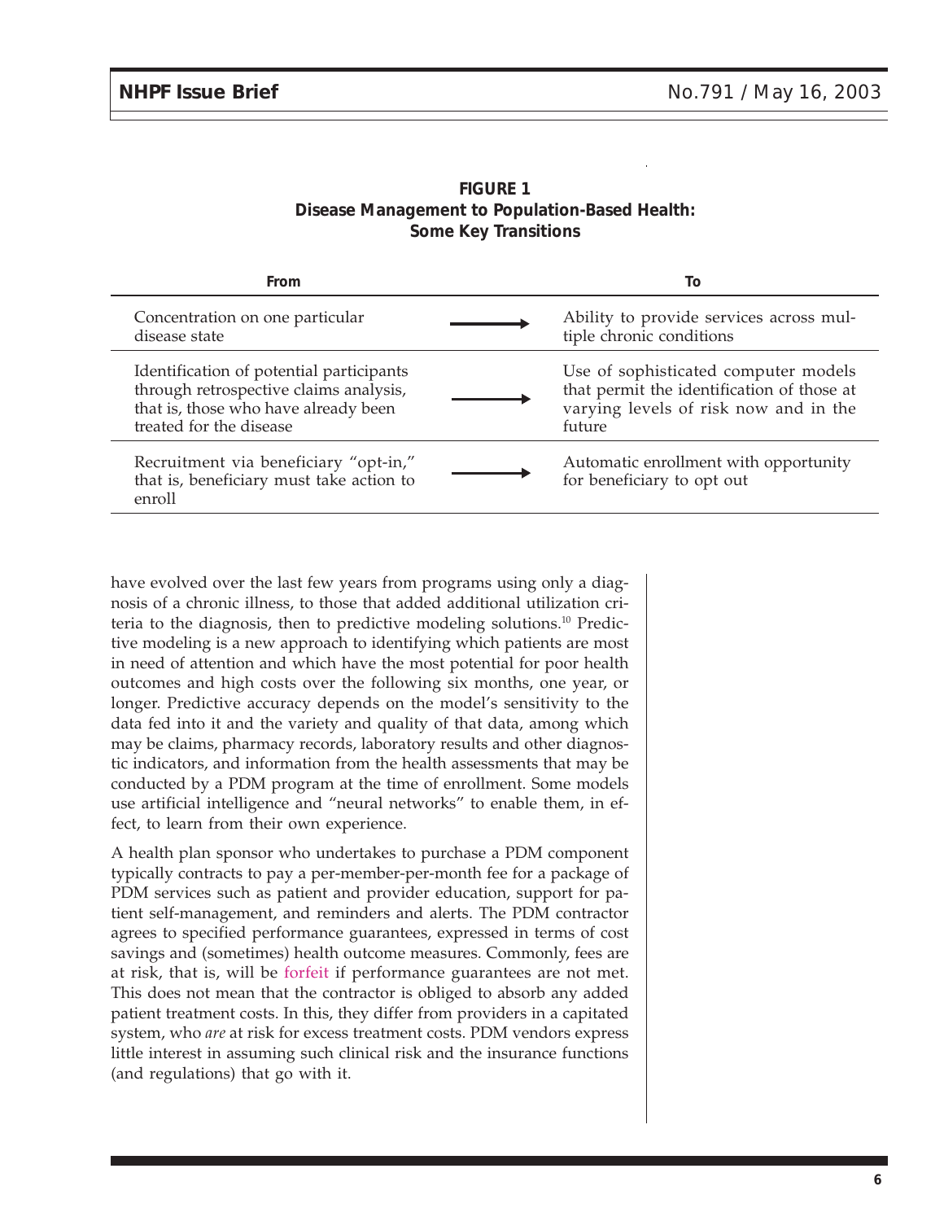**FIGURE 1**
**Disease Management to Population-Based Health: Some Key Transitions**

| From | | To |
|---|---|---|
| Concentration on one particular disease state | → | Ability to provide services across multiple chronic conditions |
| Identification of potential participants through retrospective claims analysis, that is, those who have already been treated for the disease | → | Use of sophisticated computer models that permit the identification of those at varying levels of risk now and in the future |
| Recruitment via beneficiary "opt-in," that is, beneficiary must take action to enroll | → | Automatic enrollment with opportunity for beneficiary to opt out |

have evolved over the last few years from programs using only a diagnosis of a chronic illness, to those that added additional utilization criteria to the diagnosis, then to predictive modeling solutions.[10] Predictive modeling is a new approach to identifying which patients are most in need of attention and which have the most potential for poor health outcomes and high costs over the following six months, one year, or longer. Predictive accuracy depends on the model's sensitivity to the data fed into it and the variety and quality of that data, among which may be claims, pharmacy records, laboratory results and other diagnostic indicators, and information from the health assessments that may be conducted by a PDM program at the time of enrollment. Some models use artificial intelligence and "neural networks" to enable them, in effect, to learn from their own experience.

A health plan sponsor who undertakes to purchase a PDM component typically contracts to pay a per-member-per-month fee for a package of PDM services such as patient and provider education, support for patient self-management, and reminders and alerts. The PDM contractor agrees to specified performance guarantees, expressed in terms of cost savings and (sometimes) health outcome measures. Commonly, fees are at risk, that is, will be forfeit if performance guarantees are not met. This does not mean that the contractor is obliged to absorb any added patient treatment costs. In this, they differ from providers in a capitated system, who *are* at risk for excess treatment costs. PDM vendors express little interest in assuming such clinical risk and the insurance functions (and regulations) that go with it.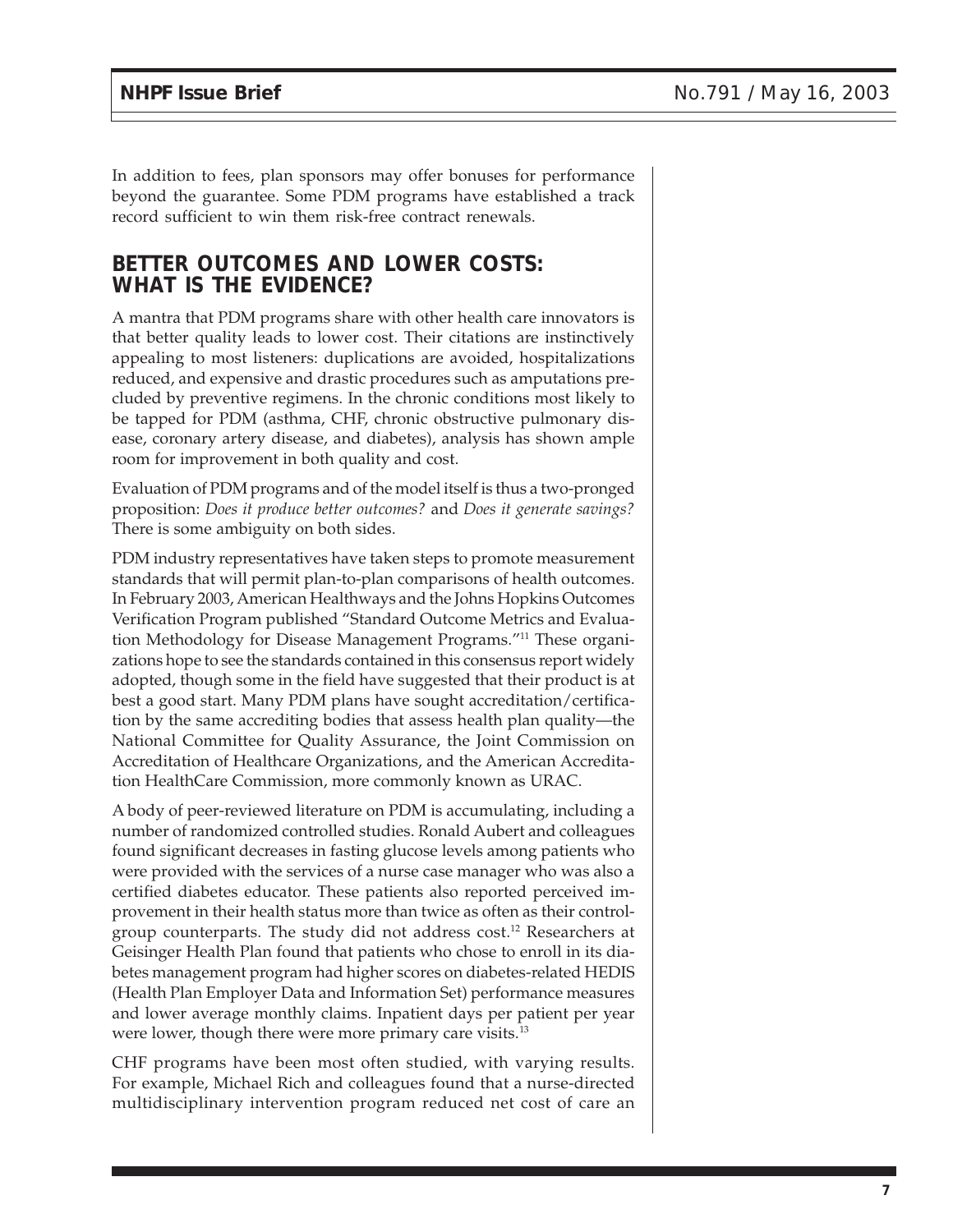In addition to fees, plan sponsors may offer bonuses for performance beyond the guarantee. Some PDM programs have established a track record sufficient to win them risk-free contract renewals.

## BETTER OUTCOMES AND LOWER COSTS: WHAT IS THE EVIDENCE?

A mantra that PDM programs share with other health care innovators is that better quality leads to lower cost. Their citations are instinctively appealing to most listeners: duplications are avoided, hospitalizations reduced, and expensive and drastic procedures such as amputations precluded by preventive regimens. In the chronic conditions most likely to be tapped for PDM (asthma, CHF, chronic obstructive pulmonary disease, coronary artery disease, and diabetes), analysis has shown ample room for improvement in both quality and cost.

Evaluation of PDM programs and of the model itself is thus a two-pronged proposition: *Does it produce better outcomes?* and *Does it generate savings?* There is some ambiguity on both sides.

PDM industry representatives have taken steps to promote measurement standards that will permit plan-to-plan comparisons of health outcomes. In February 2003, American Healthways and the Johns Hopkins Outcomes Verification Program published "Standard Outcome Metrics and Evaluation Methodology for Disease Management Programs."[11] These organizations hope to see the standards contained in this consensus report widely adopted, though some in the field have suggested that their product is at best a good start. Many PDM plans have sought accreditation/certification by the same accrediting bodies that assess health plan quality—the National Committee for Quality Assurance, the Joint Commission on Accreditation of Healthcare Organizations, and the American Accreditation HealthCare Commission, more commonly known as URAC.

A body of peer-reviewed literature on PDM is accumulating, including a number of randomized controlled studies. Ronald Aubert and colleagues found significant decreases in fasting glucose levels among patients who were provided with the services of a nurse case manager who was also a certified diabetes educator. These patients also reported perceived improvement in their health status more than twice as often as their control-group counterparts. The study did not address cost.[12] Researchers at Geisinger Health Plan found that patients who chose to enroll in its diabetes management program had higher scores on diabetes-related HEDIS (Health Plan Employer Data and Information Set) performance measures and lower average monthly claims. Inpatient days per patient per year were lower, though there were more primary care visits.[13]

CHF programs have been most often studied, with varying results. For example, Michael Rich and colleagues found that a nurse-directed multidisciplinary intervention program reduced net cost of care an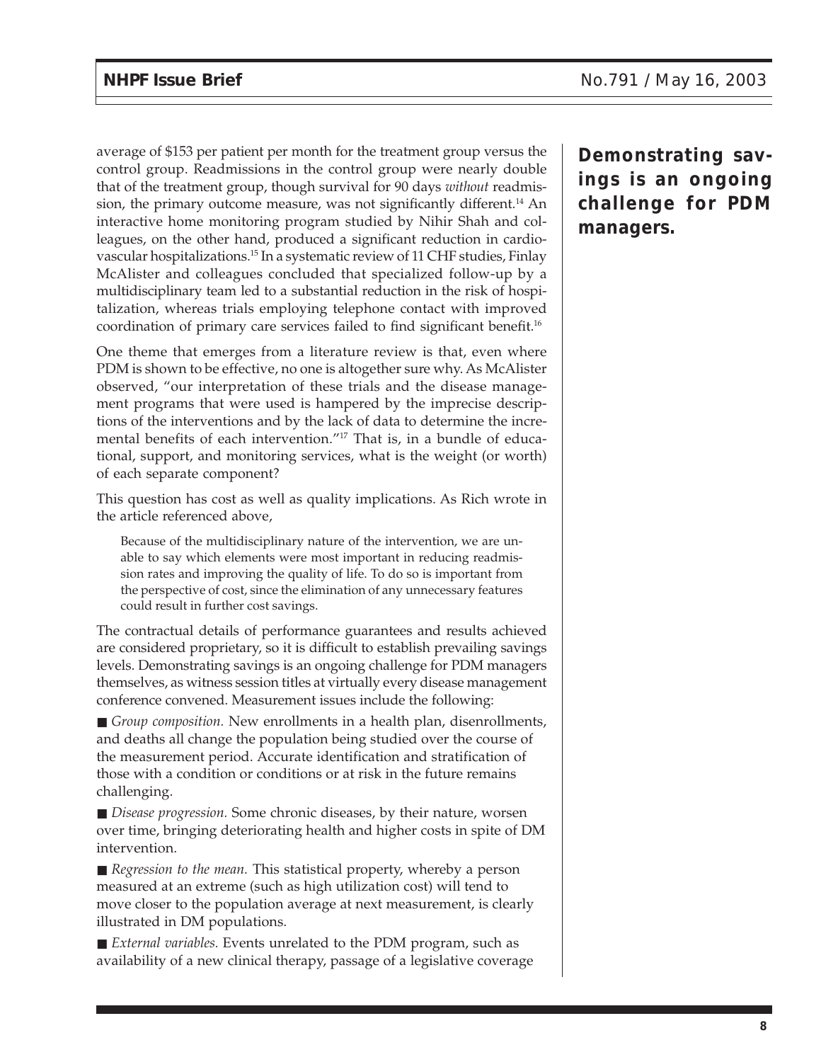average of $153 per patient per month for the treatment group versus the control group. Readmissions in the control group were nearly double that of the treatment group, though survival for 90 days *without* readmission, the primary outcome measure, was not significantly different.[14] An interactive home monitoring program studied by Nihir Shah and colleagues, on the other hand, produced a significant reduction in cardiovascular hospitalizations.[15] In a systematic review of 11 CHF studies, Finlay McAlister and colleagues concluded that specialized follow-up by a multidisciplinary team led to a substantial reduction in the risk of hospitalization, whereas trials employing telephone contact with improved coordination of primary care services failed to find significant benefit.[16]

**Demonstrating savings is an ongoing challenge for PDM managers.**

One theme that emerges from a literature review is that, even where PDM is shown to be effective, no one is altogether sure why. As McAlister observed, "our interpretation of these trials and the disease management programs that were used is hampered by the imprecise descriptions of the interventions and by the lack of data to determine the incremental benefits of each intervention."[17] That is, in a bundle of educational, support, and monitoring services, what is the weight (or worth) of each separate component?

This question has cost as well as quality implications. As Rich wrote in the article referenced above,

> Because of the multidisciplinary nature of the intervention, we are unable to say which elements were most important in reducing readmission rates and improving the quality of life. To do so is important from the perspective of cost, since the elimination of any unnecessary features could result in further cost savings.

The contractual details of performance guarantees and results achieved are considered proprietary, so it is difficult to establish prevailing savings levels. Demonstrating savings is an ongoing challenge for PDM managers themselves, as witness session titles at virtually every disease management conference convened. Measurement issues include the following:

- *Group composition.* New enrollments in a health plan, disenrollments, and deaths all change the population being studied over the course of the measurement period. Accurate identification and stratification of those with a condition or conditions or at risk in the future remains challenging.
- *Disease progression.* Some chronic diseases, by their nature, worsen over time, bringing deteriorating health and higher costs in spite of DM intervention.
- *Regression to the mean.* This statistical property, whereby a person measured at an extreme (such as high utilization cost) will tend to move closer to the population average at next measurement, is clearly illustrated in DM populations.
- *External variables.* Events unrelated to the PDM program, such as availability of a new clinical therapy, passage of a legislative coverage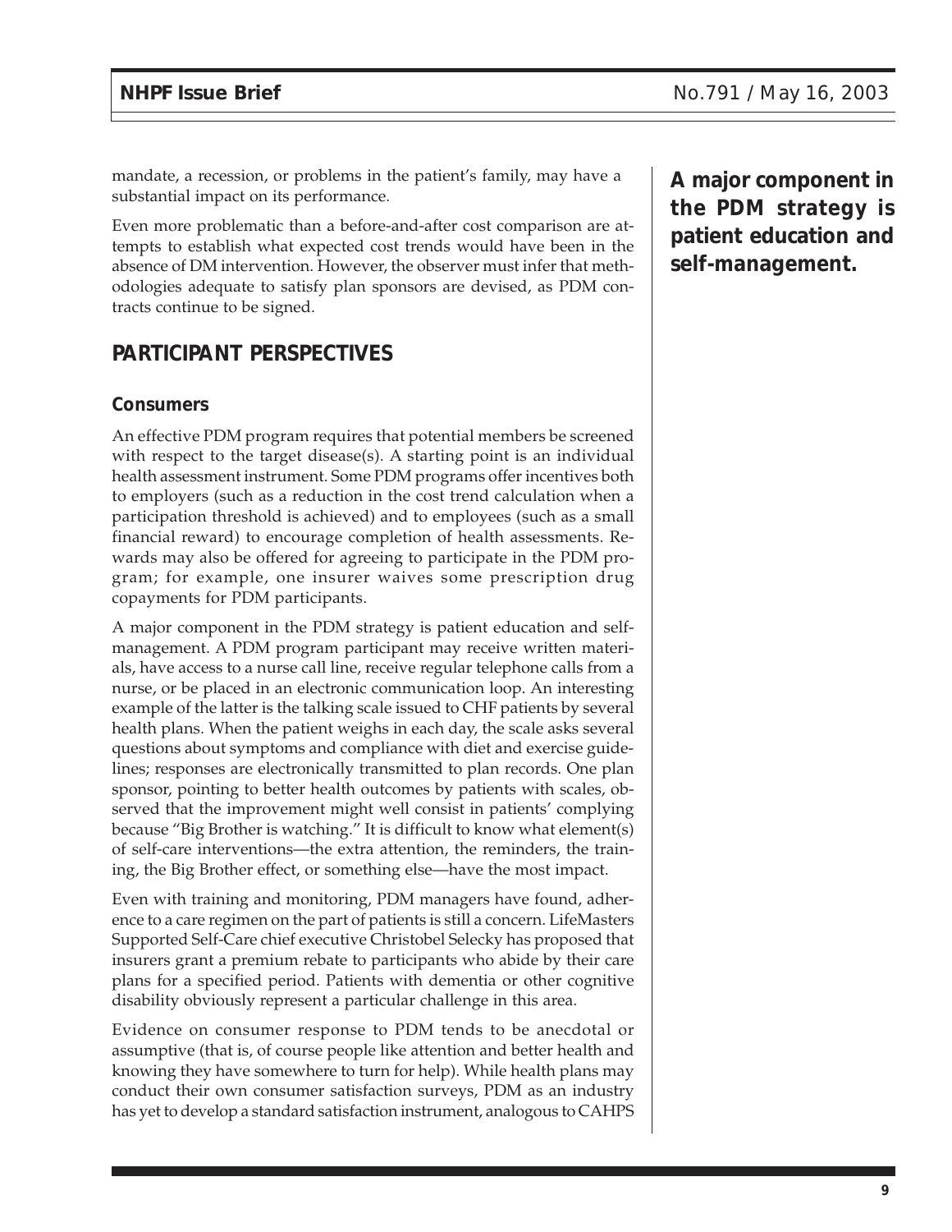mandate, a recession, or problems in the patient's family, may have a substantial impact on its performance.

Even more problematic than a before-and-after cost comparison are attempts to establish what expected cost trends would have been in the absence of DM intervention. However, the observer must infer that methodologies adequate to satisfy plan sponsors are devised, as PDM contracts continue to be signed.

## PARTICIPANT PERSPECTIVES

### Consumers

An effective PDM program requires that potential members be screened with respect to the target disease(s). A starting point is an individual health assessment instrument. Some PDM programs offer incentives both to employers (such as a reduction in the cost trend calculation when a participation threshold is achieved) and to employees (such as a small financial reward) to encourage completion of health assessments. Rewards may also be offered for agreeing to participate in the PDM program; for example, one insurer waives some prescription drug copayments for PDM participants.

**A major component in the PDM strategy is patient education and self-management.**

A major component in the PDM strategy is patient education and self-management. A PDM program participant may receive written materials, have access to a nurse call line, receive regular telephone calls from a nurse, or be placed in an electronic communication loop. An interesting example of the latter is the talking scale issued to CHF patients by several health plans. When the patient weighs in each day, the scale asks several questions about symptoms and compliance with diet and exercise guidelines; responses are electronically transmitted to plan records. One plan sponsor, pointing to better health outcomes by patients with scales, observed that the improvement might well consist in patients' complying because "Big Brother is watching." It is difficult to know what element(s) of self-care interventions—the extra attention, the reminders, the training, the Big Brother effect, or something else—have the most impact.

Even with training and monitoring, PDM managers have found, adherence to a care regimen on the part of patients is still a concern. LifeMasters Supported Self-Care chief executive Christobel Selecky has proposed that insurers grant a premium rebate to participants who abide by their care plans for a specified period. Patients with dementia or other cognitive disability obviously represent a particular challenge in this area.

Evidence on consumer response to PDM tends to be anecdotal or assumptive (that is, of course people like attention and better health and knowing they have somewhere to turn for help). While health plans may conduct their own consumer satisfaction surveys, PDM as an industry has yet to develop a standard satisfaction instrument, analogous to CAHPS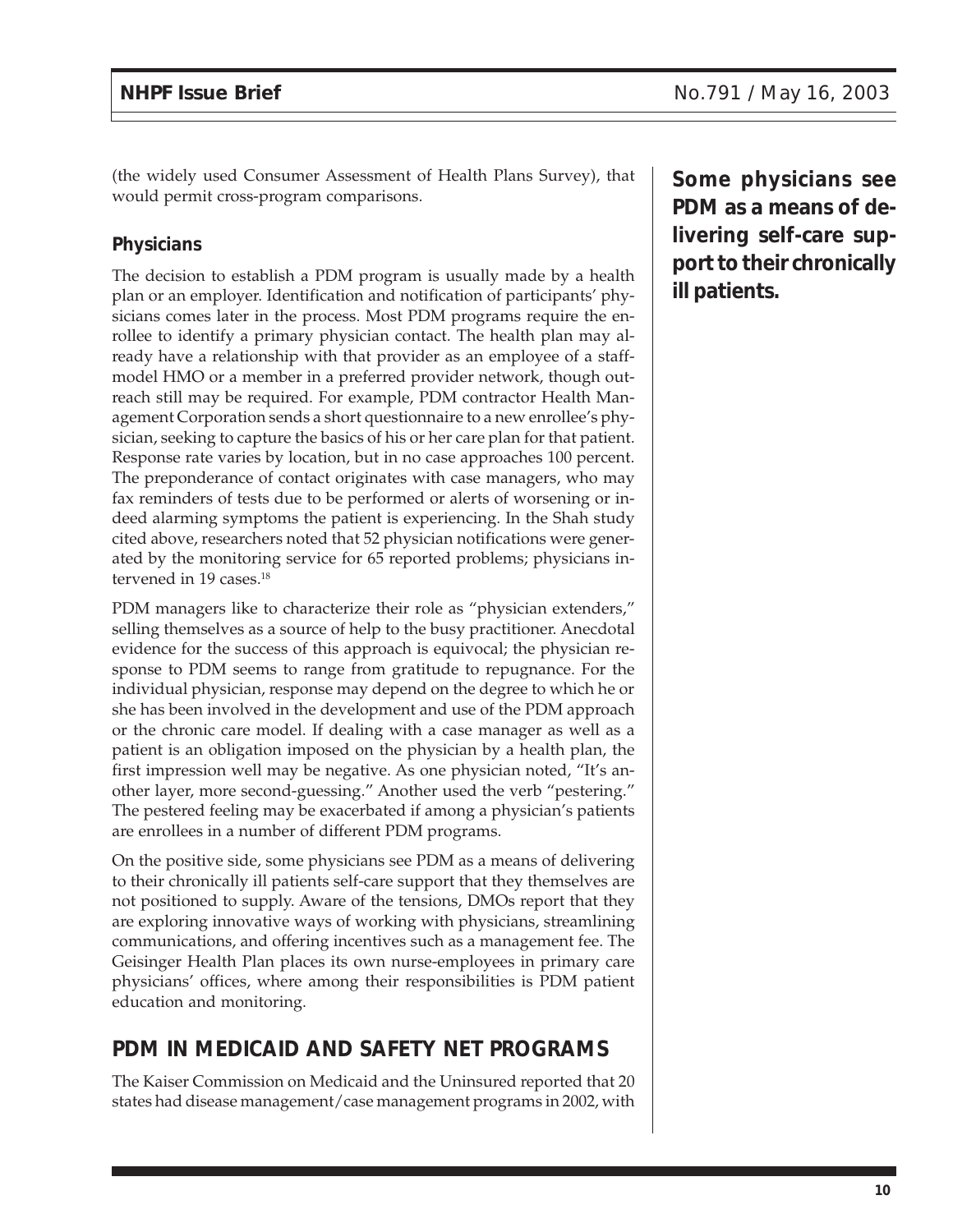(the widely used Consumer Assessment of Health Plans Survey), that would permit cross-program comparisons.

### Physicians

The decision to establish a PDM program is usually made by a health plan or an employer. Identification and notification of participants' physicians comes later in the process. Most PDM programs require the enrollee to identify a primary physician contact. The health plan may already have a relationship with that provider as an employee of a staff-model HMO or a member in a preferred provider network, though outreach still may be required. For example, PDM contractor Health Management Corporation sends a short questionnaire to a new enrollee's physician, seeking to capture the basics of his or her care plan for that patient. Response rate varies by location, but in no case approaches 100 percent. The preponderance of contact originates with case managers, who may fax reminders of tests due to be performed or alerts of worsening or indeed alarming symptoms the patient is experiencing. In the Shah study cited above, researchers noted that 52 physician notifications were generated by the monitoring service for 65 reported problems; physicians intervened in 19 cases.[18]

PDM managers like to characterize their role as "physician extenders," selling themselves as a source of help to the busy practitioner. Anecdotal evidence for the success of this approach is equivocal; the physician response to PDM seems to range from gratitude to repugnance. For the individual physician, response may depend on the degree to which he or she has been involved in the development and use of the PDM approach or the chronic care model. If dealing with a case manager as well as a patient is an obligation imposed on the physician by a health plan, the first impression well may be negative. As one physician noted, "It's another layer, more second-guessing." Another used the verb "pestering." The pestered feeling may be exacerbated if among a physician's patients are enrollees in a number of different PDM programs.

On the positive side, some physicians see PDM as a means of delivering to their chronically ill patients self-care support that they themselves are not positioned to supply. Aware of the tensions, DMOs report that they are exploring innovative ways of working with physicians, streamlining communications, and offering incentives such as a management fee. The Geisinger Health Plan places its own nurse-employees in primary care physicians' offices, where among their responsibilities is PDM patient education and monitoring.

**Some physicians see PDM as a means of delivering self-care support to their chronically ill patients.**

## PDM IN MEDICAID AND SAFETY NET PROGRAMS

The Kaiser Commission on Medicaid and the Uninsured reported that 20 states had disease management/case management programs in 2002, with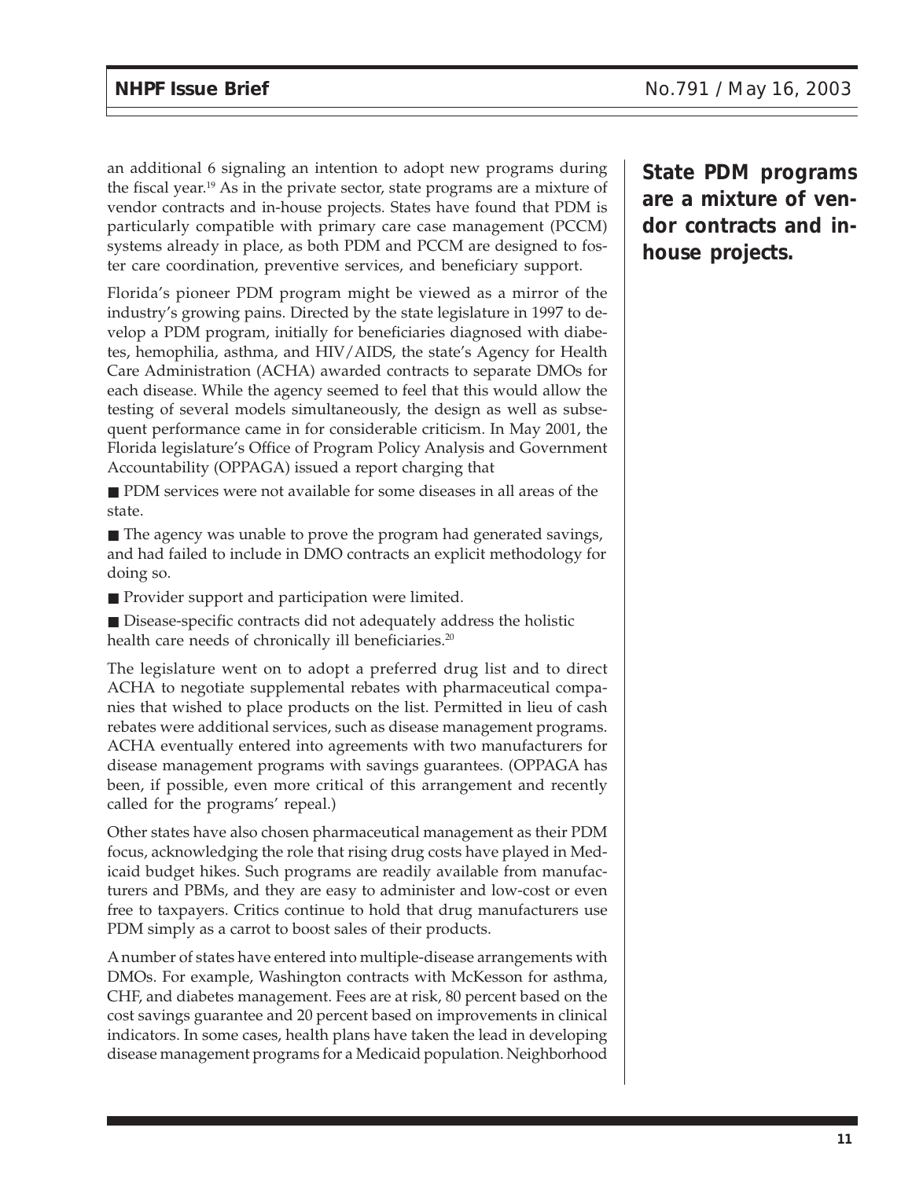an additional 6 signaling an intention to adopt new programs during the fiscal year.[19] As in the private sector, state programs are a mixture of vendor contracts and in-house projects. States have found that PDM is particularly compatible with primary care case management (PCCM) systems already in place, as both PDM and PCCM are designed to foster care coordination, preventive services, and beneficiary support.

**State PDM programs are a mixture of vendor contracts and in-house projects.**

Florida's pioneer PDM program might be viewed as a mirror of the industry's growing pains. Directed by the state legislature in 1997 to develop a PDM program, initially for beneficiaries diagnosed with diabetes, hemophilia, asthma, and HIV/AIDS, the state's Agency for Health Care Administration (ACHA) awarded contracts to separate DMOs for each disease. While the agency seemed to feel that this would allow the testing of several models simultaneously, the design as well as subsequent performance came in for considerable criticism. In May 2001, the Florida legislature's Office of Program Policy Analysis and Government Accountability (OPPAGA) issued a report charging that

- PDM services were not available for some diseases in all areas of the state.
- The agency was unable to prove the program had generated savings, and had failed to include in DMO contracts an explicit methodology for doing so.
- Provider support and participation were limited.
- Disease-specific contracts did not adequately address the holistic health care needs of chronically ill beneficiaries.[20]

The legislature went on to adopt a preferred drug list and to direct ACHA to negotiate supplemental rebates with pharmaceutical companies that wished to place products on the list. Permitted in lieu of cash rebates were additional services, such as disease management programs. ACHA eventually entered into agreements with two manufacturers for disease management programs with savings guarantees. (OPPAGA has been, if possible, even more critical of this arrangement and recently called for the programs' repeal.)

Other states have also chosen pharmaceutical management as their PDM focus, acknowledging the role that rising drug costs have played in Medicaid budget hikes. Such programs are readily available from manufacturers and PBMs, and they are easy to administer and low-cost or even free to taxpayers. Critics continue to hold that drug manufacturers use PDM simply as a carrot to boost sales of their products.

A number of states have entered into multiple-disease arrangements with DMOs. For example, Washington contracts with McKesson for asthma, CHF, and diabetes management. Fees are at risk, 80 percent based on the cost savings guarantee and 20 percent based on improvements in clinical indicators. In some cases, health plans have taken the lead in developing disease management programs for a Medicaid population. Neighborhood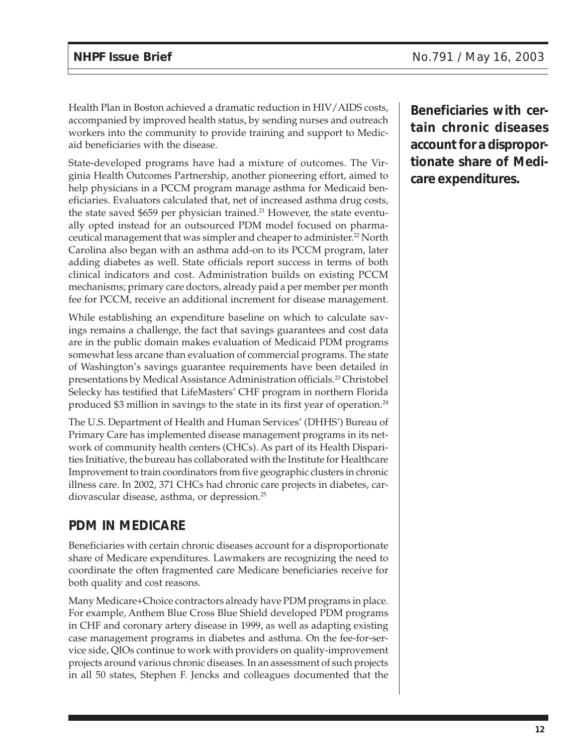Health Plan in Boston achieved a dramatic reduction in HIV/AIDS costs, accompanied by improved health status, by sending nurses and outreach workers into the community to provide training and support to Medicaid beneficiaries with the disease.

State-developed programs have had a mixture of outcomes. The Virginia Health Outcomes Partnership, another pioneering effort, aimed to help physicians in a PCCM program manage asthma for Medicaid beneficiaries. Evaluators calculated that, net of increased asthma drug costs, the state saved $659 per physician trained.[21] However, the state eventually opted instead for an outsourced PDM model focused on pharmaceutical management that was simpler and cheaper to administer.[22] North Carolina also began with an asthma add-on to its PCCM program, later adding diabetes as well. State officials report success in terms of both clinical indicators and cost. Administration builds on existing PCCM mechanisms; primary care doctors, already paid a per member per month fee for PCCM, receive an additional increment for disease management.

While establishing an expenditure baseline on which to calculate savings remains a challenge, the fact that savings guarantees and cost data are in the public domain makes evaluation of Medicaid PDM programs somewhat less arcane than evaluation of commercial programs. The state of Washington's savings guarantee requirements have been detailed in presentations by Medical Assistance Administration officials.[23] Christobel Selecky has testified that LifeMasters' CHF program in northern Florida produced $3 million in savings to the state in its first year of operation.[24]

The U.S. Department of Health and Human Services' (DHHS') Bureau of Primary Care has implemented disease management programs in its network of community health centers (CHCs). As part of its Health Disparities Initiative, the bureau has collaborated with the Institute for Healthcare Improvement to train coordinators from five geographic clusters in chronic illness care. In 2002, 371 CHCs had chronic care projects in diabetes, cardiovascular disease, asthma, or depression.[25]

## PDM IN MEDICARE

Beneficiaries with certain chronic diseases account for a disproportionate share of Medicare expenditures. Lawmakers are recognizing the need to coordinate the often fragmented care Medicare beneficiaries receive for both quality and cost reasons.

**Beneficiaries with certain chronic diseases account for a disproportionate share of Medicare expenditures.**

Many Medicare+Choice contractors already have PDM programs in place. For example, Anthem Blue Cross Blue Shield developed PDM programs in CHF and coronary artery disease in 1999, as well as adapting existing case management programs in diabetes and asthma. On the fee-for-service side, QIOs continue to work with providers on quality-improvement projects around various chronic diseases. In an assessment of such projects in all 50 states, Stephen F. Jencks and colleagues documented that the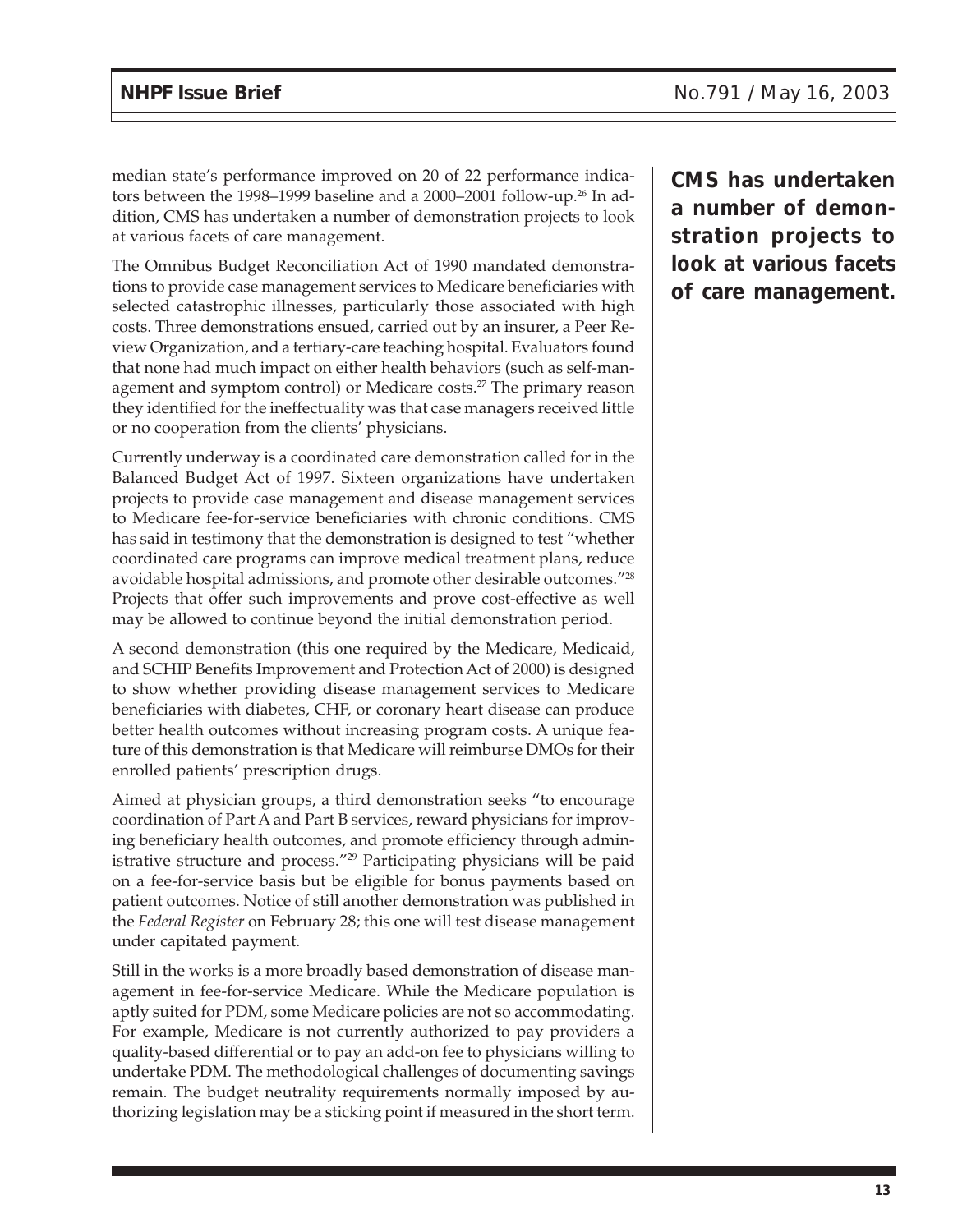median state's performance improved on 20 of 22 performance indicators between the 1998–1999 baseline and a 2000–2001 follow-up.[26] In addition, CMS has undertaken a number of demonstration projects to look at various facets of care management.

**CMS has undertaken a number of demonstration projects to look at various facets of care management.**

The Omnibus Budget Reconciliation Act of 1990 mandated demonstrations to provide case management services to Medicare beneficiaries with selected catastrophic illnesses, particularly those associated with high costs. Three demonstrations ensued, carried out by an insurer, a Peer Review Organization, and a tertiary-care teaching hospital. Evaluators found that none had much impact on either health behaviors (such as self-management and symptom control) or Medicare costs.[27] The primary reason they identified for the ineffectuality was that case managers received little or no cooperation from the clients' physicians.

Currently underway is a coordinated care demonstration called for in the Balanced Budget Act of 1997. Sixteen organizations have undertaken projects to provide case management and disease management services to Medicare fee-for-service beneficiaries with chronic conditions. CMS has said in testimony that the demonstration is designed to test "whether coordinated care programs can improve medical treatment plans, reduce avoidable hospital admissions, and promote other desirable outcomes."[28] Projects that offer such improvements and prove cost-effective as well may be allowed to continue beyond the initial demonstration period.

A second demonstration (this one required by the Medicare, Medicaid, and SCHIP Benefits Improvement and Protection Act of 2000) is designed to show whether providing disease management services to Medicare beneficiaries with diabetes, CHF, or coronary heart disease can produce better health outcomes without increasing program costs. A unique feature of this demonstration is that Medicare will reimburse DMOs for their enrolled patients' prescription drugs.

Aimed at physician groups, a third demonstration seeks "to encourage coordination of Part A and Part B services, reward physicians for improving beneficiary health outcomes, and promote efficiency through administrative structure and process."[29] Participating physicians will be paid on a fee-for-service basis but be eligible for bonus payments based on patient outcomes. Notice of still another demonstration was published in the *Federal Register* on February 28; this one will test disease management under capitated payment.

Still in the works is a more broadly based demonstration of disease management in fee-for-service Medicare. While the Medicare population is aptly suited for PDM, some Medicare policies are not so accommodating. For example, Medicare is not currently authorized to pay providers a quality-based differential or to pay an add-on fee to physicians willing to undertake PDM. The methodological challenges of documenting savings remain. The budget neutrality requirements normally imposed by authorizing legislation may be a sticking point if measured in the short term.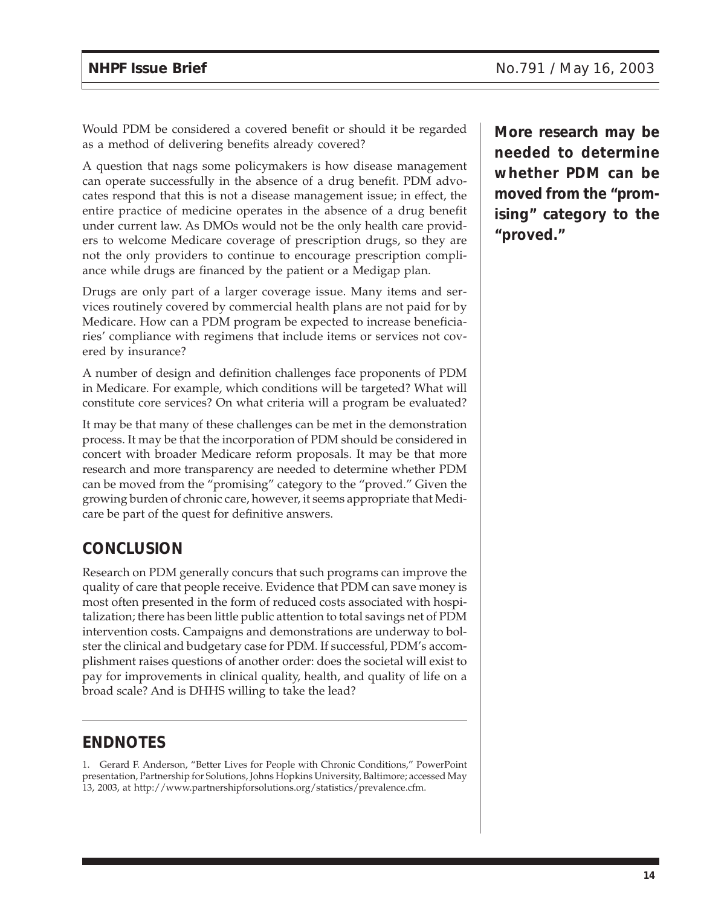Would PDM be considered a covered benefit or should it be regarded as a method of delivering benefits already covered?

A question that nags some policymakers is how disease management can operate successfully in the absence of a drug benefit. PDM advocates respond that this is not a disease management issue; in effect, the entire practice of medicine operates in the absence of a drug benefit under current law. As DMOs would not be the only health care providers to welcome Medicare coverage of prescription drugs, so they are not the only providers to continue to encourage prescription compliance while drugs are financed by the patient or a Medigap plan.

Drugs are only part of a larger coverage issue. Many items and services routinely covered by commercial health plans are not paid for by Medicare. How can a PDM program be expected to increase beneficiaries' compliance with regimens that include items or services not covered by insurance?

A number of design and definition challenges face proponents of PDM in Medicare. For example, which conditions will be targeted? What will constitute core services? On what criteria will a program be evaluated?

It may be that many of these challenges can be met in the demonstration process. It may be that the incorporation of PDM should be considered in concert with broader Medicare reform proposals. It may be that more research and more transparency are needed to determine whether PDM can be moved from the "promising" category to the "proved." Given the growing burden of chronic care, however, it seems appropriate that Medicare be part of the quest for definitive answers.

**More research may be needed to determine whether PDM can be moved from the "promising" category to the "proved."**

## CONCLUSION

Research on PDM generally concurs that such programs can improve the quality of care that people receive. Evidence that PDM can save money is most often presented in the form of reduced costs associated with hospitalization; there has been little public attention to total savings net of PDM intervention costs. Campaigns and demonstrations are underway to bolster the clinical and budgetary case for PDM. If successful, PDM's accomplishment raises questions of another order: does the societal will exist to pay for improvements in clinical quality, health, and quality of life on a broad scale? And is DHHS willing to take the lead?

## ENDNOTES

1. Gerard F. Anderson, "Better Lives for People with Chronic Conditions," PowerPoint presentation, Partnership for Solutions, Johns Hopkins University, Baltimore; accessed May 13, 2003, at http://www.partnershipforsolutions.org/statistics/prevalence.cfm.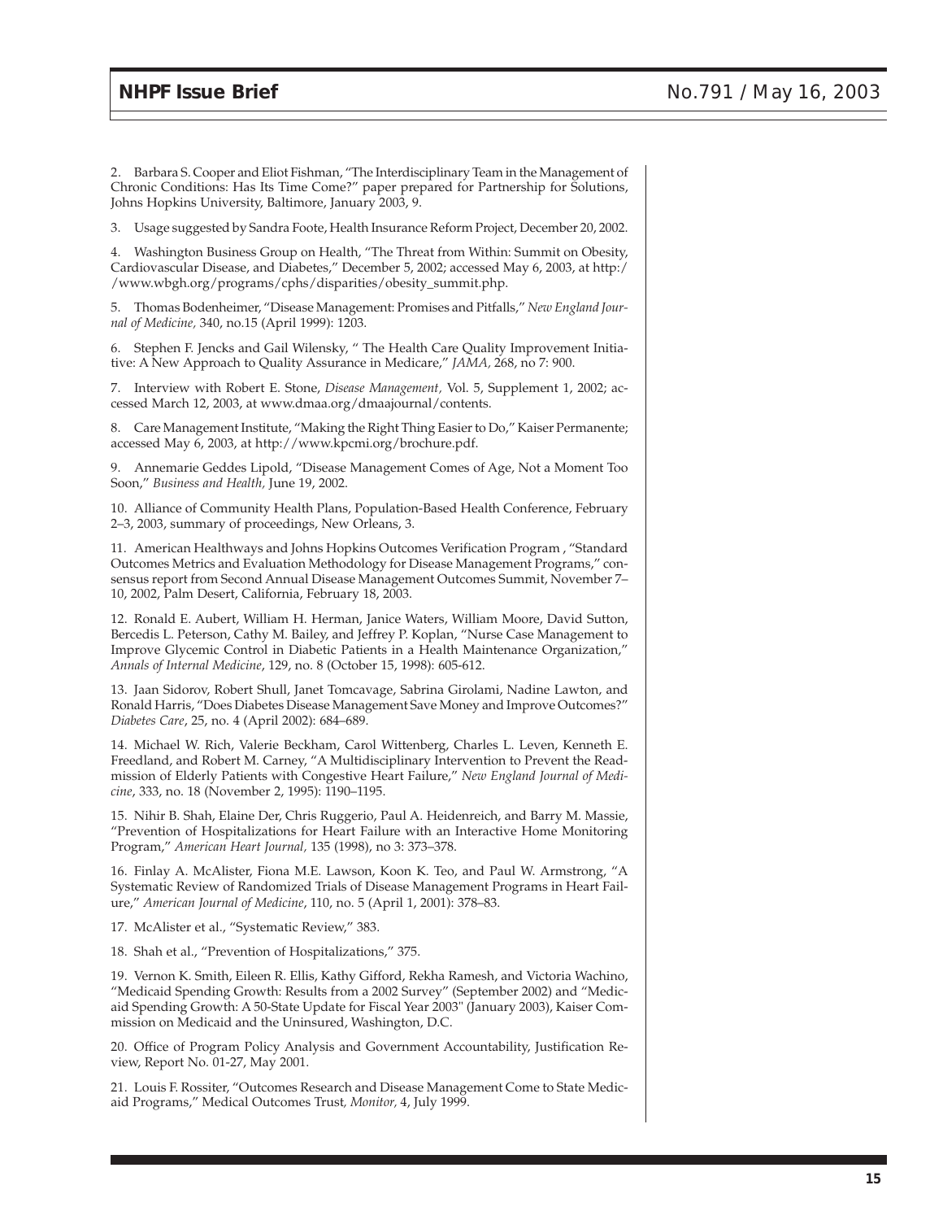2. Barbara S. Cooper and Eliot Fishman, "The Interdisciplinary Team in the Management of Chronic Conditions: Has Its Time Come?" paper prepared for Partnership for Solutions, Johns Hopkins University, Baltimore, January 2003, 9.

3. Usage suggested by Sandra Foote, Health Insurance Reform Project, December 20, 2002.

4. Washington Business Group on Health, "The Threat from Within: Summit on Obesity, Cardiovascular Disease, and Diabetes," December 5, 2002; accessed May 6, 2003, at http://www.wbgh.org/programs/cphs/disparities/obesity_summit.php.

5. Thomas Bodenheimer, "Disease Management: Promises and Pitfalls," *New England Journal of Medicine,* 340, no.15 (April 1999): 1203.

6. Stephen F. Jencks and Gail Wilensky, " The Health Care Quality Improvement Initiative: A New Approach to Quality Assurance in Medicare," *JAMA,* 268, no 7: 900.

7. Interview with Robert E. Stone, *Disease Management,* Vol. 5, Supplement 1, 2002; accessed March 12, 2003, at www.dmaa.org/dmaajournal/contents.

8. Care Management Institute, "Making the Right Thing Easier to Do," Kaiser Permanente; accessed May 6, 2003, at http://www.kpcmi.org/brochure.pdf.

9. Annemarie Geddes Lipold, "Disease Management Comes of Age, Not a Moment Too Soon," *Business and Health,* June 19, 2002.

10. Alliance of Community Health Plans, Population-Based Health Conference, February 2–3, 2003, summary of proceedings, New Orleans, 3.

11. American Healthways and Johns Hopkins Outcomes Verification Program , "Standard Outcomes Metrics and Evaluation Methodology for Disease Management Programs," consensus report from Second Annual Disease Management Outcomes Summit, November 7–10, 2002, Palm Desert, California, February 18, 2003.

12. Ronald E. Aubert, William H. Herman, Janice Waters, William Moore, David Sutton, Bercedis L. Peterson, Cathy M. Bailey, and Jeffrey P. Koplan, "Nurse Case Management to Improve Glycemic Control in Diabetic Patients in a Health Maintenance Organization," *Annals of Internal Medicine*, 129, no. 8 (October 15, 1998): 605-612.

13. Jaan Sidorov, Robert Shull, Janet Tomcavage, Sabrina Girolami, Nadine Lawton, and Ronald Harris, "Does Diabetes Disease Management Save Money and Improve Outcomes?" *Diabetes Care*, 25, no. 4 (April 2002): 684–689.

14. Michael W. Rich, Valerie Beckham, Carol Wittenberg, Charles L. Leven, Kenneth E. Freedland, and Robert M. Carney, "A Multidisciplinary Intervention to Prevent the Readmission of Elderly Patients with Congestive Heart Failure," *New England Journal of Medicine*, 333, no. 18 (November 2, 1995): 1190–1195.

15. Nihir B. Shah, Elaine Der, Chris Ruggerio, Paul A. Heidenreich, and Barry M. Massie, "Prevention of Hospitalizations for Heart Failure with an Interactive Home Monitoring Program," *American Heart Journal,* 135 (1998), no 3: 373–378.

16. Finlay A. McAlister, Fiona M.E. Lawson, Koon K. Teo, and Paul W. Armstrong, "A Systematic Review of Randomized Trials of Disease Management Programs in Heart Failure," *American Journal of Medicine*, 110, no. 5 (April 1, 2001): 378–83.

17. McAlister et al., "Systematic Review," 383.

18. Shah et al., "Prevention of Hospitalizations," 375.

19. Vernon K. Smith, Eileen R. Ellis, Kathy Gifford, Rekha Ramesh, and Victoria Wachino, "Medicaid Spending Growth: Results from a 2002 Survey" (September 2002) and "Medicaid Spending Growth: A 50-State Update for Fiscal Year 2003" (January 2003), Kaiser Commission on Medicaid and the Uninsured, Washington, D.C.

20. Office of Program Policy Analysis and Government Accountability, Justification Review, Report No. 01-27, May 2001.

21. Louis F. Rossiter, "Outcomes Research and Disease Management Come to State Medicaid Programs," Medical Outcomes Trust, *Monitor,* 4, July 1999.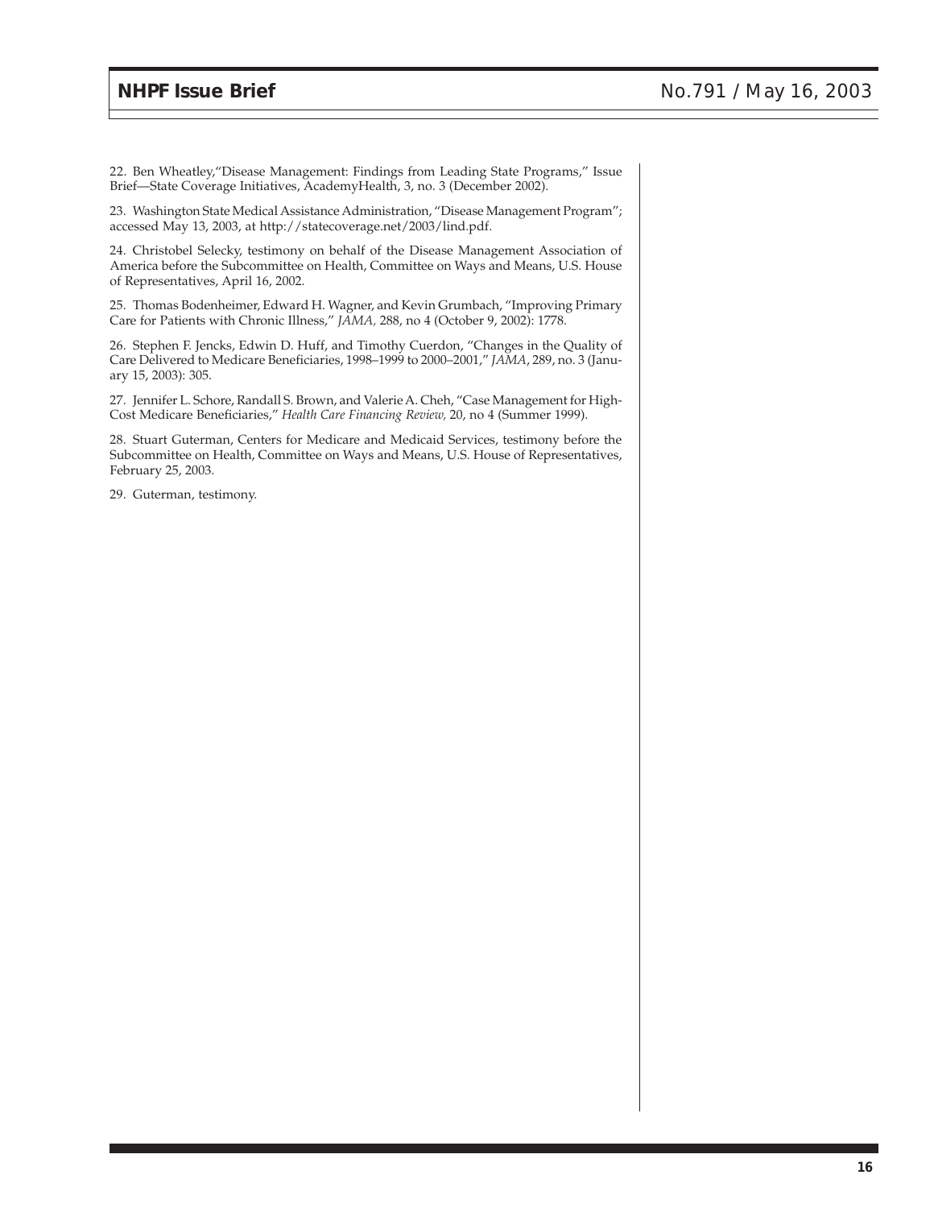22. Ben Wheatley,"Disease Management: Findings from Leading State Programs," Issue Brief—State Coverage Initiatives, AcademyHealth, 3, no. 3 (December 2002).

23. Washington State Medical Assistance Administration, "Disease Management Program"; accessed May 13, 2003, at http://statecoverage.net/2003/lind.pdf.

24. Christobel Selecky, testimony on behalf of the Disease Management Association of America before the Subcommittee on Health, Committee on Ways and Means, U.S. House of Representatives, April 16, 2002.

25. Thomas Bodenheimer, Edward H. Wagner, and Kevin Grumbach, "Improving Primary Care for Patients with Chronic Illness," *JAMA,* 288, no 4 (October 9, 2002): 1778.

26. Stephen F. Jencks, Edwin D. Huff, and Timothy Cuerdon, "Changes in the Quality of Care Delivered to Medicare Beneficiaries, 1998–1999 to 2000–2001," *JAMA*, 289, no. 3 (January 15, 2003): 305.

27. Jennifer L. Schore, Randall S. Brown, and Valerie A. Cheh, "Case Management for High-Cost Medicare Beneficiaries," *Health Care Financing Review,* 20, no 4 (Summer 1999).

28. Stuart Guterman, Centers for Medicare and Medicaid Services, testimony before the Subcommittee on Health, Committee on Ways and Means, U.S. House of Representatives, February 25, 2003.

29. Guterman, testimony.